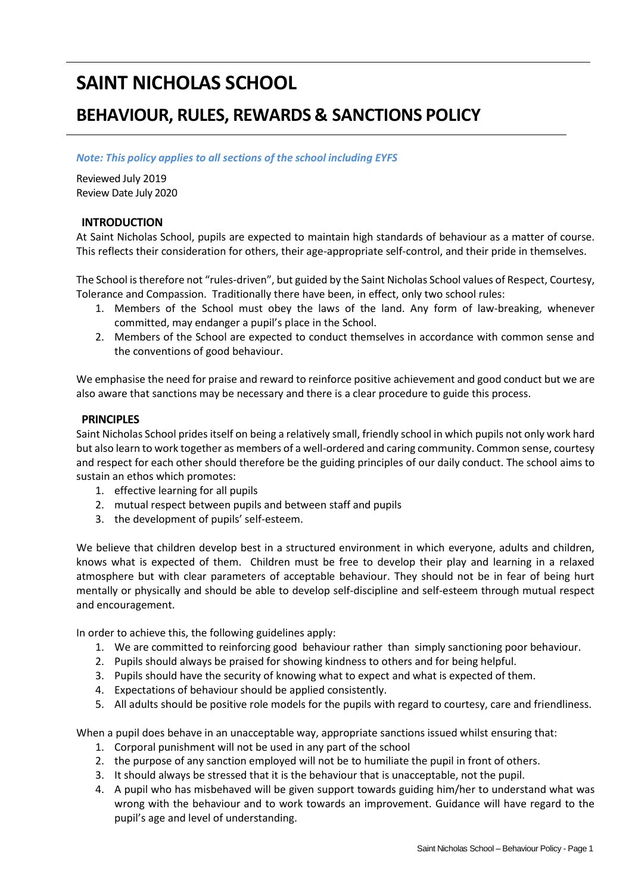# SAINT NICHOLAS SCHOOL

## BEHAVIOUR, RULES, REWARDS & SANCTIONS POLICY

***Note: This policy applies to all sections of the school including EYFS***

Reviewed July 2019
Review Date July 2020

### INTRODUCTION

At Saint Nicholas School, pupils are expected to maintain high standards of behaviour as a matter of course. This reflects their consideration for others, their age-appropriate self-control, and their pride in themselves.

The School is therefore not "rules-driven", but guided by the Saint Nicholas School values of Respect, Courtesy, Tolerance and Compassion. Traditionally there have been, in effect, only two school rules:

1. Members of the School must obey the laws of the land. Any form of law-breaking, whenever committed, may endanger a pupil's place in the School.
2. Members of the School are expected to conduct themselves in accordance with common sense and the conventions of good behaviour.

We emphasise the need for praise and reward to reinforce positive achievement and good conduct but we are also aware that sanctions may be necessary and there is a clear procedure to guide this process.

### PRINCIPLES

Saint Nicholas School prides itself on being a relatively small, friendly school in which pupils not only work hard but also learn to work together as members of a well-ordered and caring community. Common sense, courtesy and respect for each other should therefore be the guiding principles of our daily conduct. The school aims to sustain an ethos which promotes:

1. effective learning for all pupils
2. mutual respect between pupils and between staff and pupils
3. the development of pupils' self-esteem.

We believe that children develop best in a structured environment in which everyone, adults and children, knows what is expected of them. Children must be free to develop their play and learning in a relaxed atmosphere but with clear parameters of acceptable behaviour. They should not be in fear of being hurt mentally or physically and should be able to develop self-discipline and self-esteem through mutual respect and encouragement.

In order to achieve this, the following guidelines apply:

1. We are committed to reinforcing good behaviour rather than simply sanctioning poor behaviour.
2. Pupils should always be praised for showing kindness to others and for being helpful.
3. Pupils should have the security of knowing what to expect and what is expected of them.
4. Expectations of behaviour should be applied consistently.
5. All adults should be positive role models for the pupils with regard to courtesy, care and friendliness.

When a pupil does behave in an unacceptable way, appropriate sanctions issued whilst ensuring that:

1. Corporal punishment will not be used in any part of the school
2. the purpose of any sanction employed will not be to humiliate the pupil in front of others.
3. It should always be stressed that it is the behaviour that is unacceptable, not the pupil.
4. A pupil who has misbehaved will be given support towards guiding him/her to understand what was wrong with the behaviour and to work towards an improvement. Guidance will have regard to the pupil's age and level of understanding.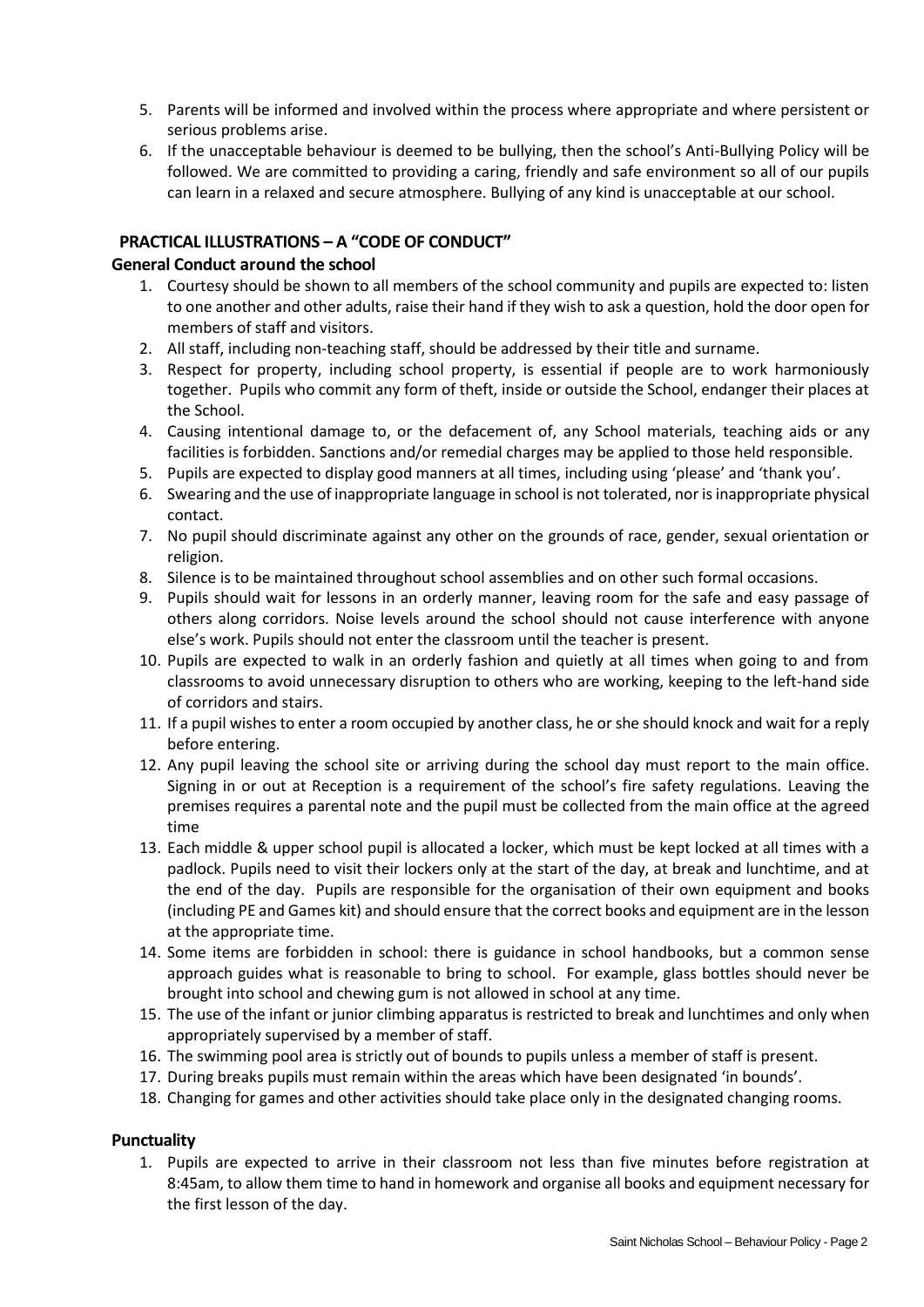5. Parents will be informed and involved within the process where appropriate and where persistent or serious problems arise.
6. If the unacceptable behaviour is deemed to be bullying, then the school's Anti-Bullying Policy will be followed. We are committed to providing a caring, friendly and safe environment so all of our pupils can learn in a relaxed and secure atmosphere. Bullying of any kind is unacceptable at our school.

## PRACTICAL ILLUSTRATIONS – A "CODE OF CONDUCT"

### General Conduct around the school

1. Courtesy should be shown to all members of the school community and pupils are expected to: listen to one another and other adults, raise their hand if they wish to ask a question, hold the door open for members of staff and visitors.
2. All staff, including non-teaching staff, should be addressed by their title and surname.
3. Respect for property, including school property, is essential if people are to work harmoniously together. Pupils who commit any form of theft, inside or outside the School, endanger their places at the School.
4. Causing intentional damage to, or the defacement of, any School materials, teaching aids or any facilities is forbidden. Sanctions and/or remedial charges may be applied to those held responsible.
5. Pupils are expected to display good manners at all times, including using 'please' and 'thank you'.
6. Swearing and the use of inappropriate language in school is not tolerated, nor is inappropriate physical contact.
7. No pupil should discriminate against any other on the grounds of race, gender, sexual orientation or religion.
8. Silence is to be maintained throughout school assemblies and on other such formal occasions.
9. Pupils should wait for lessons in an orderly manner, leaving room for the safe and easy passage of others along corridors. Noise levels around the school should not cause interference with anyone else's work. Pupils should not enter the classroom until the teacher is present.
10. Pupils are expected to walk in an orderly fashion and quietly at all times when going to and from classrooms to avoid unnecessary disruption to others who are working, keeping to the left-hand side of corridors and stairs.
11. If a pupil wishes to enter a room occupied by another class, he or she should knock and wait for a reply before entering.
12. Any pupil leaving the school site or arriving during the school day must report to the main office. Signing in or out at Reception is a requirement of the school's fire safety regulations. Leaving the premises requires a parental note and the pupil must be collected from the main office at the agreed time
13. Each middle & upper school pupil is allocated a locker, which must be kept locked at all times with a padlock. Pupils need to visit their lockers only at the start of the day, at break and lunchtime, and at the end of the day. Pupils are responsible for the organisation of their own equipment and books (including PE and Games kit) and should ensure that the correct books and equipment are in the lesson at the appropriate time.
14. Some items are forbidden in school: there is guidance in school handbooks, but a common sense approach guides what is reasonable to bring to school. For example, glass bottles should never be brought into school and chewing gum is not allowed in school at any time.
15. The use of the infant or junior climbing apparatus is restricted to break and lunchtimes and only when appropriately supervised by a member of staff.
16. The swimming pool area is strictly out of bounds to pupils unless a member of staff is present.
17. During breaks pupils must remain within the areas which have been designated 'in bounds'.
18. Changing for games and other activities should take place only in the designated changing rooms.

### Punctuality

1. Pupils are expected to arrive in their classroom not less than five minutes before registration at 8:45am, to allow them time to hand in homework and organise all books and equipment necessary for the first lesson of the day.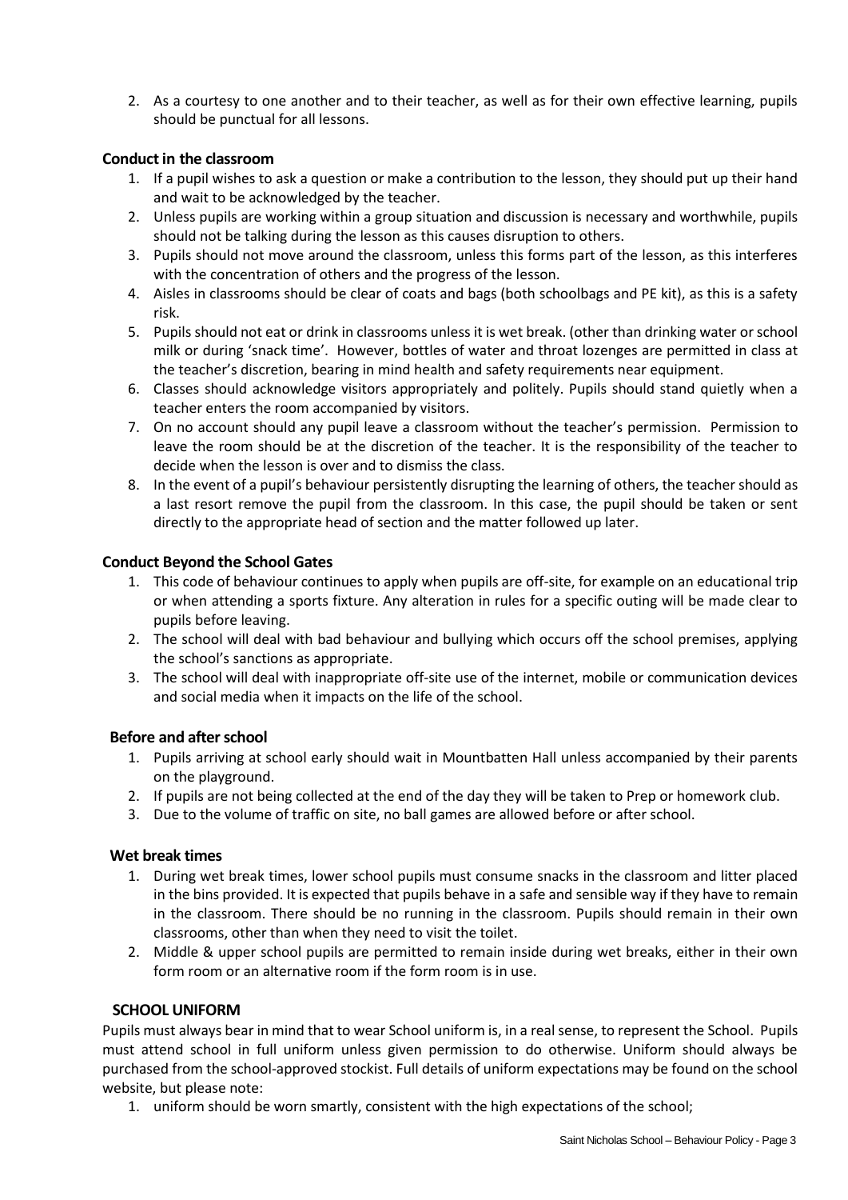2. As a courtesy to one another and to their teacher, as well as for their own effective learning, pupils should be punctual for all lessons.

### Conduct in the classroom

1. If a pupil wishes to ask a question or make a contribution to the lesson, they should put up their hand and wait to be acknowledged by the teacher.
2. Unless pupils are working within a group situation and discussion is necessary and worthwhile, pupils should not be talking during the lesson as this causes disruption to others.
3. Pupils should not move around the classroom, unless this forms part of the lesson, as this interferes with the concentration of others and the progress of the lesson.
4. Aisles in classrooms should be clear of coats and bags (both schoolbags and PE kit), as this is a safety risk.
5. Pupils should not eat or drink in classrooms unless it is wet break. (other than drinking water or school milk or during 'snack time'. However, bottles of water and throat lozenges are permitted in class at the teacher's discretion, bearing in mind health and safety requirements near equipment.
6. Classes should acknowledge visitors appropriately and politely. Pupils should stand quietly when a teacher enters the room accompanied by visitors.
7. On no account should any pupil leave a classroom without the teacher's permission. Permission to leave the room should be at the discretion of the teacher. It is the responsibility of the teacher to decide when the lesson is over and to dismiss the class.
8. In the event of a pupil's behaviour persistently disrupting the learning of others, the teacher should as a last resort remove the pupil from the classroom. In this case, the pupil should be taken or sent directly to the appropriate head of section and the matter followed up later.

### Conduct Beyond the School Gates

1. This code of behaviour continues to apply when pupils are off-site, for example on an educational trip or when attending a sports fixture. Any alteration in rules for a specific outing will be made clear to pupils before leaving.
2. The school will deal with bad behaviour and bullying which occurs off the school premises, applying the school's sanctions as appropriate.
3. The school will deal with inappropriate off-site use of the internet, mobile or communication devices and social media when it impacts on the life of the school.

### Before and after school

1. Pupils arriving at school early should wait in Mountbatten Hall unless accompanied by their parents on the playground.
2. If pupils are not being collected at the end of the day they will be taken to Prep or homework club.
3. Due to the volume of traffic on site, no ball games are allowed before or after school.

### Wet break times

1. During wet break times, lower school pupils must consume snacks in the classroom and litter placed in the bins provided. It is expected that pupils behave in a safe and sensible way if they have to remain in the classroom. There should be no running in the classroom. Pupils should remain in their own classrooms, other than when they need to visit the toilet.
2. Middle & upper school pupils are permitted to remain inside during wet breaks, either in their own form room or an alternative room if the form room is in use.

### SCHOOL UNIFORM

Pupils must always bear in mind that to wear School uniform is, in a real sense, to represent the School. Pupils must attend school in full uniform unless given permission to do otherwise. Uniform should always be purchased from the school-approved stockist. Full details of uniform expectations may be found on the school website, but please note:

1. uniform should be worn smartly, consistent with the high expectations of the school;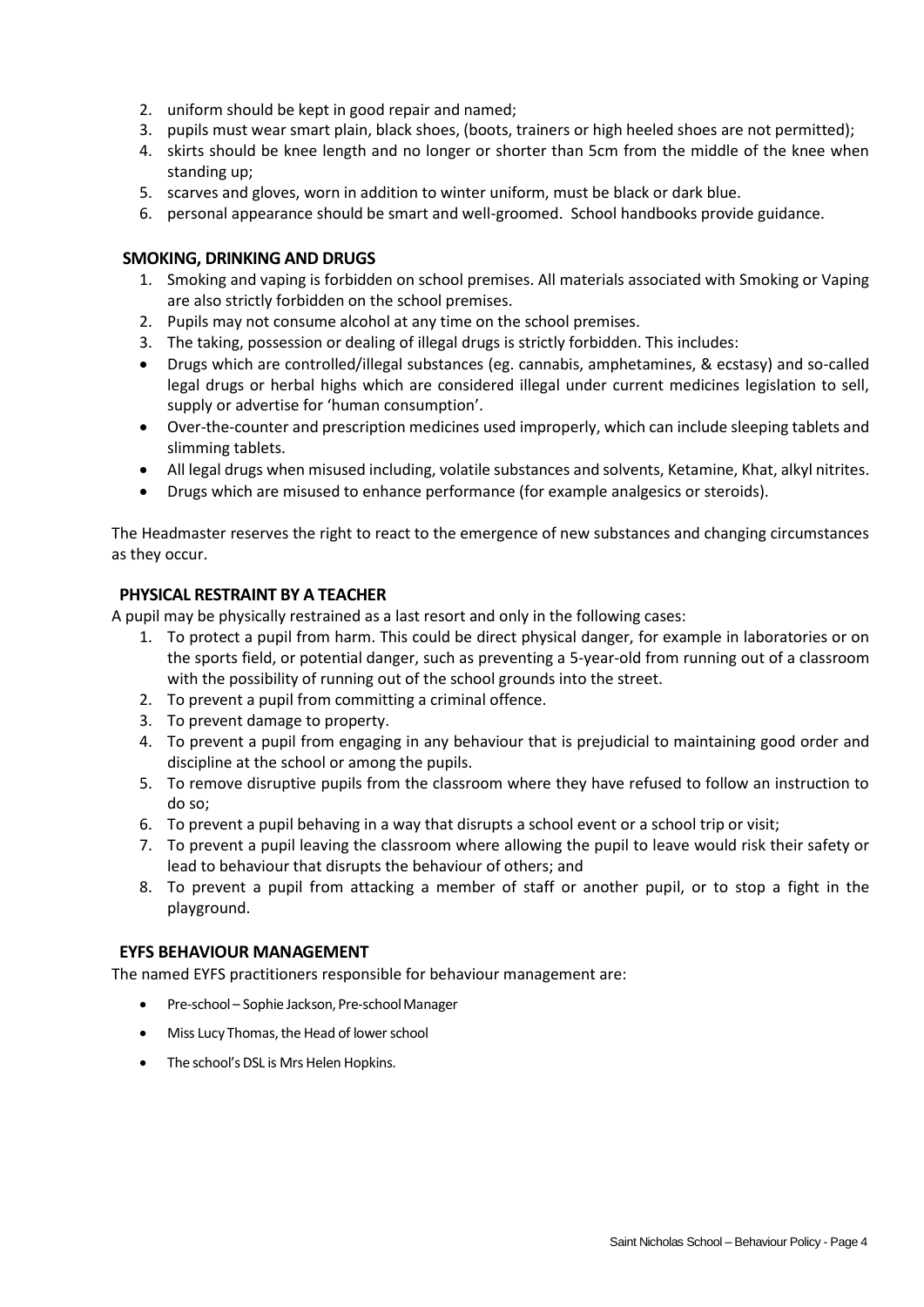2. uniform should be kept in good repair and named;
3. pupils must wear smart plain, black shoes, (boots, trainers or high heeled shoes are not permitted);
4. skirts should be knee length and no longer or shorter than 5cm from the middle of the knee when standing up;
5. scarves and gloves, worn in addition to winter uniform, must be black or dark blue.
6. personal appearance should be smart and well-groomed. School handbooks provide guidance.

### SMOKING, DRINKING AND DRUGS

1. Smoking and vaping is forbidden on school premises. All materials associated with Smoking or Vaping are also strictly forbidden on the school premises.
2. Pupils may not consume alcohol at any time on the school premises.
3. The taking, possession or dealing of illegal drugs is strictly forbidden. This includes:

- Drugs which are controlled/illegal substances (eg. cannabis, amphetamines, & ecstasy) and so-called legal drugs or herbal highs which are considered illegal under current medicines legislation to sell, supply or advertise for 'human consumption'.
- Over-the-counter and prescription medicines used improperly, which can include sleeping tablets and slimming tablets.
- All legal drugs when misused including, volatile substances and solvents, Ketamine, Khat, alkyl nitrites.
- Drugs which are misused to enhance performance (for example analgesics or steroids).

The Headmaster reserves the right to react to the emergence of new substances and changing circumstances as they occur.

### PHYSICAL RESTRAINT BY A TEACHER

A pupil may be physically restrained as a last resort and only in the following cases:

1. To protect a pupil from harm. This could be direct physical danger, for example in laboratories or on the sports field, or potential danger, such as preventing a 5-year-old from running out of a classroom with the possibility of running out of the school grounds into the street.
2. To prevent a pupil from committing a criminal offence.
3. To prevent damage to property.
4. To prevent a pupil from engaging in any behaviour that is prejudicial to maintaining good order and discipline at the school or among the pupils.
5. To remove disruptive pupils from the classroom where they have refused to follow an instruction to do so;
6. To prevent a pupil behaving in a way that disrupts a school event or a school trip or visit;
7. To prevent a pupil leaving the classroom where allowing the pupil to leave would risk their safety or lead to behaviour that disrupts the behaviour of others; and
8. To prevent a pupil from attacking a member of staff or another pupil, or to stop a fight in the playground.

### EYFS BEHAVIOUR MANAGEMENT

The named EYFS practitioners responsible for behaviour management are:

- Pre-school – Sophie Jackson, Pre-school Manager
- Miss Lucy Thomas, the Head of lower school
- The school's DSL is Mrs Helen Hopkins.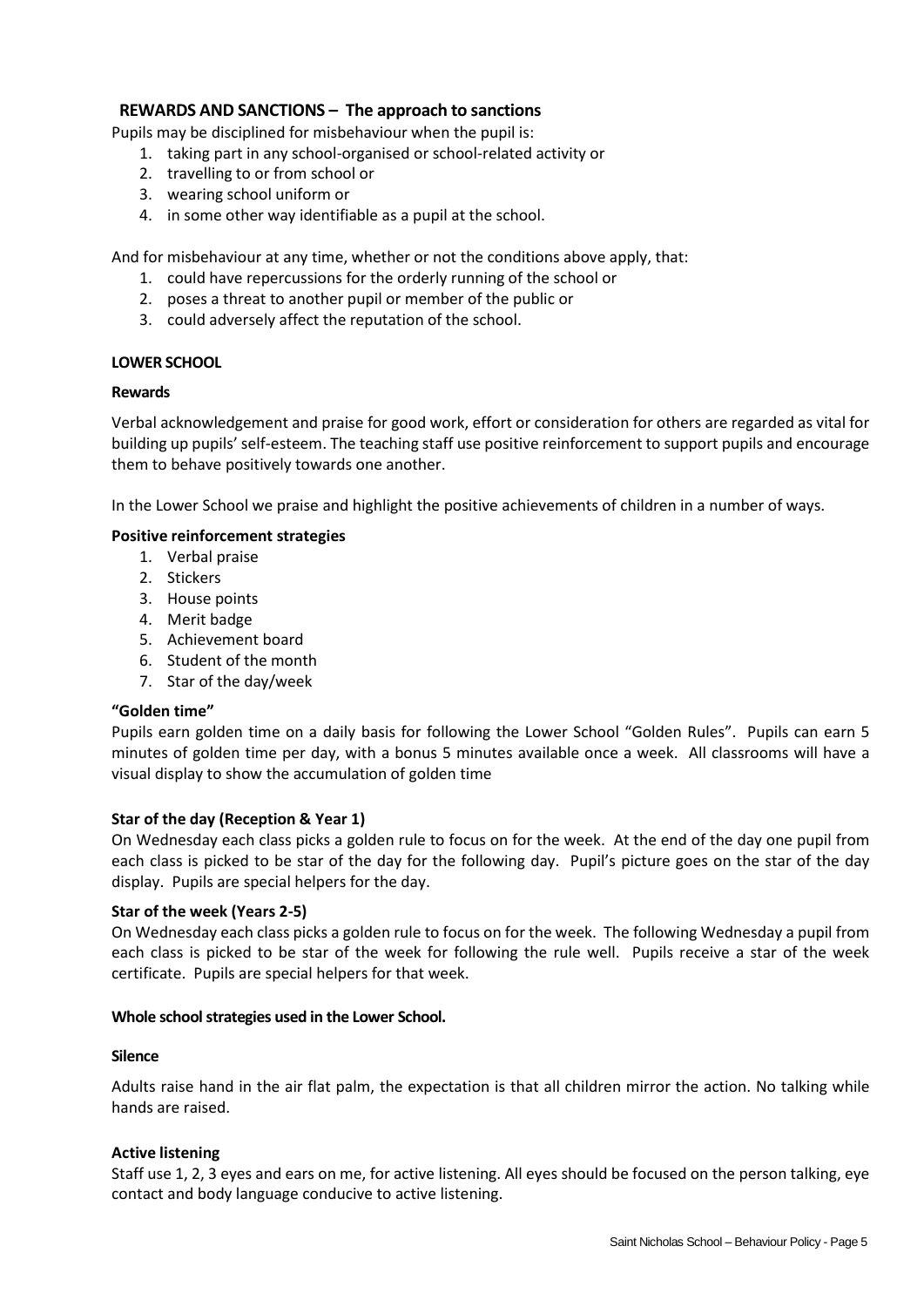## REWARDS AND SANCTIONS – The approach to sanctions

Pupils may be disciplined for misbehaviour when the pupil is:

1. taking part in any school-organised or school-related activity or
2. travelling to or from school or
3. wearing school uniform or
4. in some other way identifiable as a pupil at the school.

And for misbehaviour at any time, whether or not the conditions above apply, that:

1. could have repercussions for the orderly running of the school or
2. poses a threat to another pupil or member of the public or
3. could adversely affect the reputation of the school.

### LOWER SCHOOL

#### Rewards

Verbal acknowledgement and praise for good work, effort or consideration for others are regarded as vital for building up pupils' self-esteem. The teaching staff use positive reinforcement to support pupils and encourage them to behave positively towards one another.

In the Lower School we praise and highlight the positive achievements of children in a number of ways.

#### Positive reinforcement strategies

1. Verbal praise
2. Stickers
3. House points
4. Merit badge
5. Achievement board
6. Student of the month
7. Star of the day/week

#### "Golden time"

Pupils earn golden time on a daily basis for following the Lower School "Golden Rules". Pupils can earn 5 minutes of golden time per day, with a bonus 5 minutes available once a week. All classrooms will have a visual display to show the accumulation of golden time

#### Star of the day (Reception & Year 1)

On Wednesday each class picks a golden rule to focus on for the week. At the end of the day one pupil from each class is picked to be star of the day for the following day. Pupil's picture goes on the star of the day display. Pupils are special helpers for the day.

#### Star of the week (Years 2-5)

On Wednesday each class picks a golden rule to focus on for the week. The following Wednesday a pupil from each class is picked to be star of the week for following the rule well. Pupils receive a star of the week certificate. Pupils are special helpers for that week.

#### Whole school strategies used in the Lower School.

#### Silence

Adults raise hand in the air flat palm, the expectation is that all children mirror the action. No talking while hands are raised.

#### Active listening

Staff use 1, 2, 3 eyes and ears on me, for active listening. All eyes should be focused on the person talking, eye contact and body language conducive to active listening.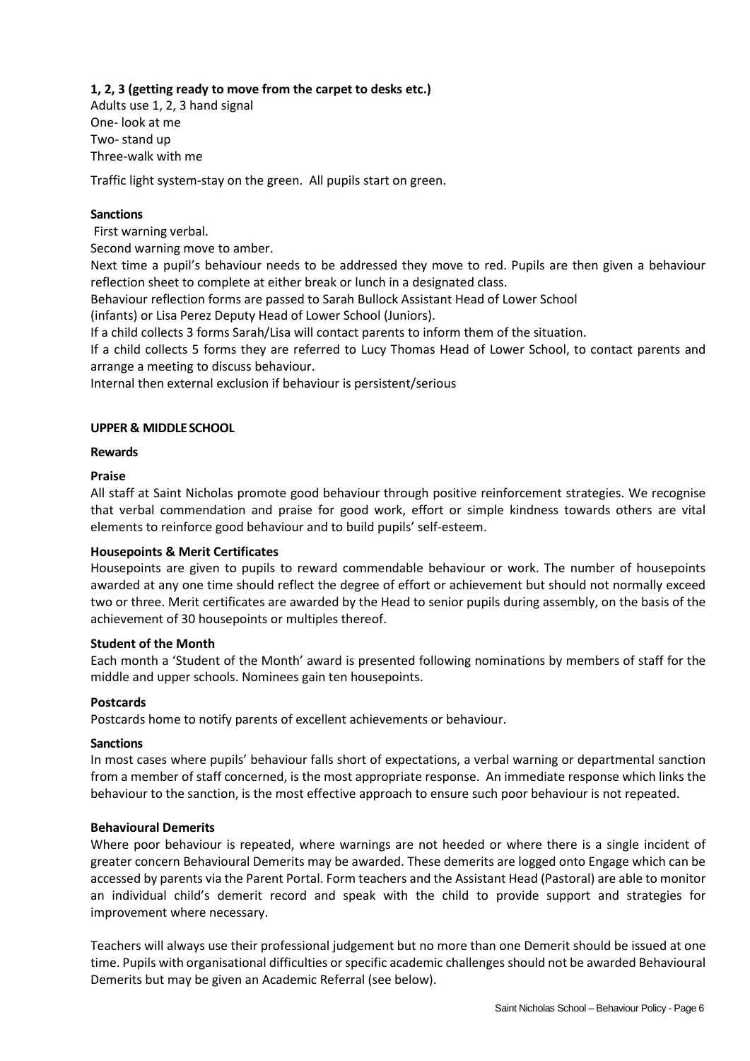**1, 2, 3 (getting ready to move from the carpet to desks etc.)**

Adults use 1, 2, 3 hand signal
One- look at me
Two- stand up
Three-walk with me

Traffic light system-stay on the green. All pupils start on green.

**Sanctions**

First warning verbal.
Second warning move to amber.
Next time a pupil's behaviour needs to be addressed they move to red. Pupils are then given a behaviour reflection sheet to complete at either break or lunch in a designated class.
Behaviour reflection forms are passed to Sarah Bullock Assistant Head of Lower School
(infants) or Lisa Perez Deputy Head of Lower School (Juniors).
If a child collects 3 forms Sarah/Lisa will contact parents to inform them of the situation.
If a child collects 5 forms they are referred to Lucy Thomas Head of Lower School, to contact parents and arrange a meeting to discuss behaviour.
Internal then external exclusion if behaviour is persistent/serious

**UPPER & MIDDLE SCHOOL**

**Rewards**

**Praise**

All staff at Saint Nicholas promote good behaviour through positive reinforcement strategies. We recognise that verbal commendation and praise for good work, effort or simple kindness towards others are vital elements to reinforce good behaviour and to build pupils' self-esteem.

**Housepoints & Merit Certificates**

Housepoints are given to pupils to reward commendable behaviour or work. The number of housepoints awarded at any one time should reflect the degree of effort or achievement but should not normally exceed two or three. Merit certificates are awarded by the Head to senior pupils during assembly, on the basis of the achievement of 30 housepoints or multiples thereof.

**Student of the Month**

Each month a 'Student of the Month' award is presented following nominations by members of staff for the middle and upper schools. Nominees gain ten housepoints.

**Postcards**

Postcards home to notify parents of excellent achievements or behaviour.

**Sanctions**

In most cases where pupils' behaviour falls short of expectations, a verbal warning or departmental sanction from a member of staff concerned, is the most appropriate response. An immediate response which links the behaviour to the sanction, is the most effective approach to ensure such poor behaviour is not repeated.

**Behavioural Demerits**

Where poor behaviour is repeated, where warnings are not heeded or where there is a single incident of greater concern Behavioural Demerits may be awarded. These demerits are logged onto Engage which can be accessed by parents via the Parent Portal. Form teachers and the Assistant Head (Pastoral) are able to monitor an individual child's demerit record and speak with the child to provide support and strategies for improvement where necessary.

Teachers will always use their professional judgement but no more than one Demerit should be issued at one time. Pupils with organisational difficulties or specific academic challenges should not be awarded Behavioural Demerits but may be given an Academic Referral (see below).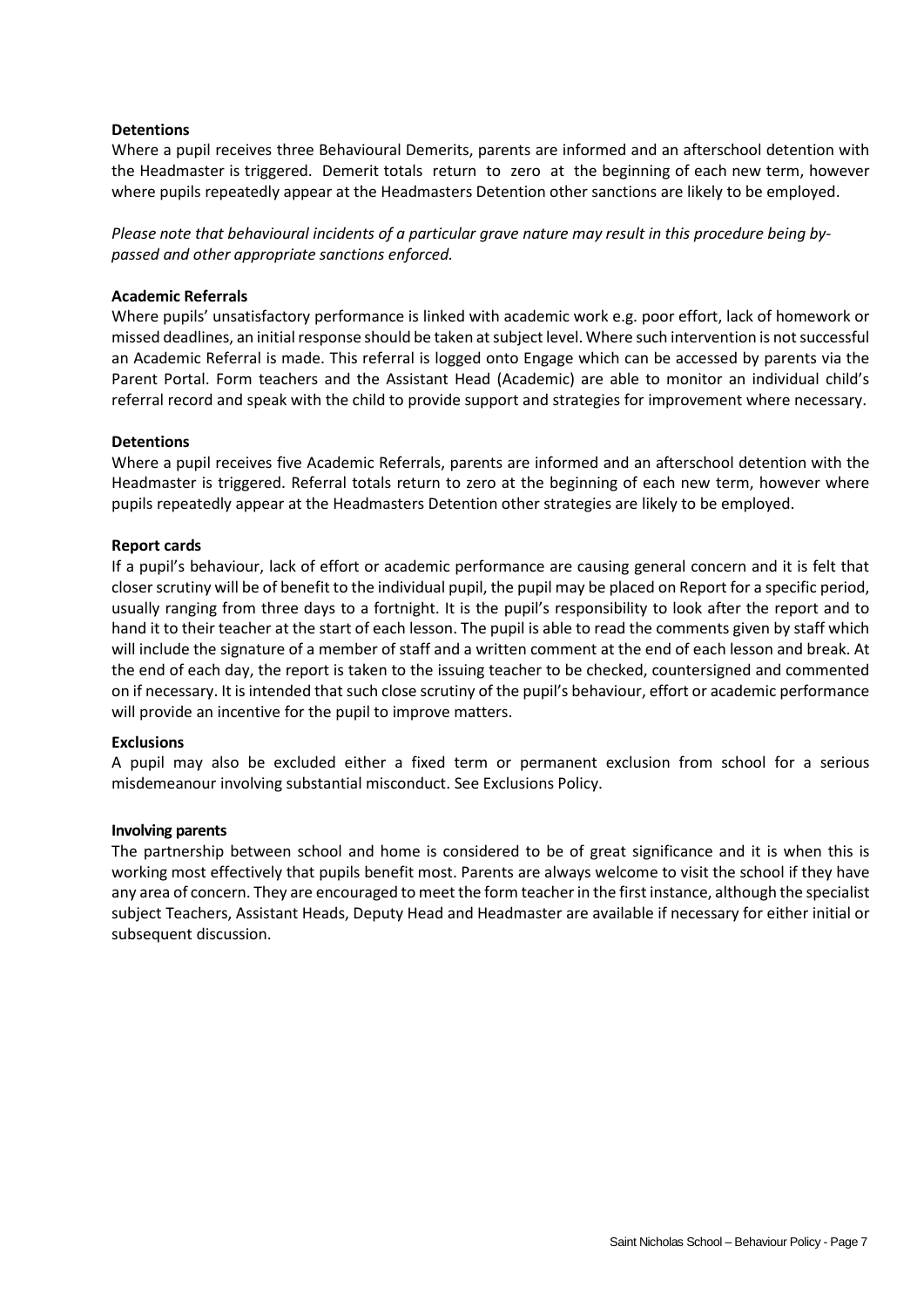**Detentions**

Where a pupil receives three Behavioural Demerits, parents are informed and an afterschool detention with the Headmaster is triggered. Demerit totals return to zero at the beginning of each new term, however where pupils repeatedly appear at the Headmasters Detention other sanctions are likely to be employed.

*Please note that behavioural incidents of a particular grave nature may result in this procedure being by-passed and other appropriate sanctions enforced.*

**Academic Referrals**

Where pupils' unsatisfactory performance is linked with academic work e.g. poor effort, lack of homework or missed deadlines, an initial response should be taken at subject level. Where such intervention is not successful an Academic Referral is made. This referral is logged onto Engage which can be accessed by parents via the Parent Portal. Form teachers and the Assistant Head (Academic) are able to monitor an individual child's referral record and speak with the child to provide support and strategies for improvement where necessary.

**Detentions**

Where a pupil receives five Academic Referrals, parents are informed and an afterschool detention with the Headmaster is triggered. Referral totals return to zero at the beginning of each new term, however where pupils repeatedly appear at the Headmasters Detention other strategies are likely to be employed.

**Report cards**

If a pupil's behaviour, lack of effort or academic performance are causing general concern and it is felt that closer scrutiny will be of benefit to the individual pupil, the pupil may be placed on Report for a specific period, usually ranging from three days to a fortnight. It is the pupil's responsibility to look after the report and to hand it to their teacher at the start of each lesson. The pupil is able to read the comments given by staff which will include the signature of a member of staff and a written comment at the end of each lesson and break. At the end of each day, the report is taken to the issuing teacher to be checked, countersigned and commented on if necessary. It is intended that such close scrutiny of the pupil's behaviour, effort or academic performance will provide an incentive for the pupil to improve matters.

**Exclusions**

A pupil may also be excluded either a fixed term or permanent exclusion from school for a serious misdemeanour involving substantial misconduct. See Exclusions Policy.

**Involving parents**

The partnership between school and home is considered to be of great significance and it is when this is working most effectively that pupils benefit most. Parents are always welcome to visit the school if they have any area of concern. They are encouraged to meet the form teacher in the first instance, although the specialist subject Teachers, Assistant Heads, Deputy Head and Headmaster are available if necessary for either initial or subsequent discussion.